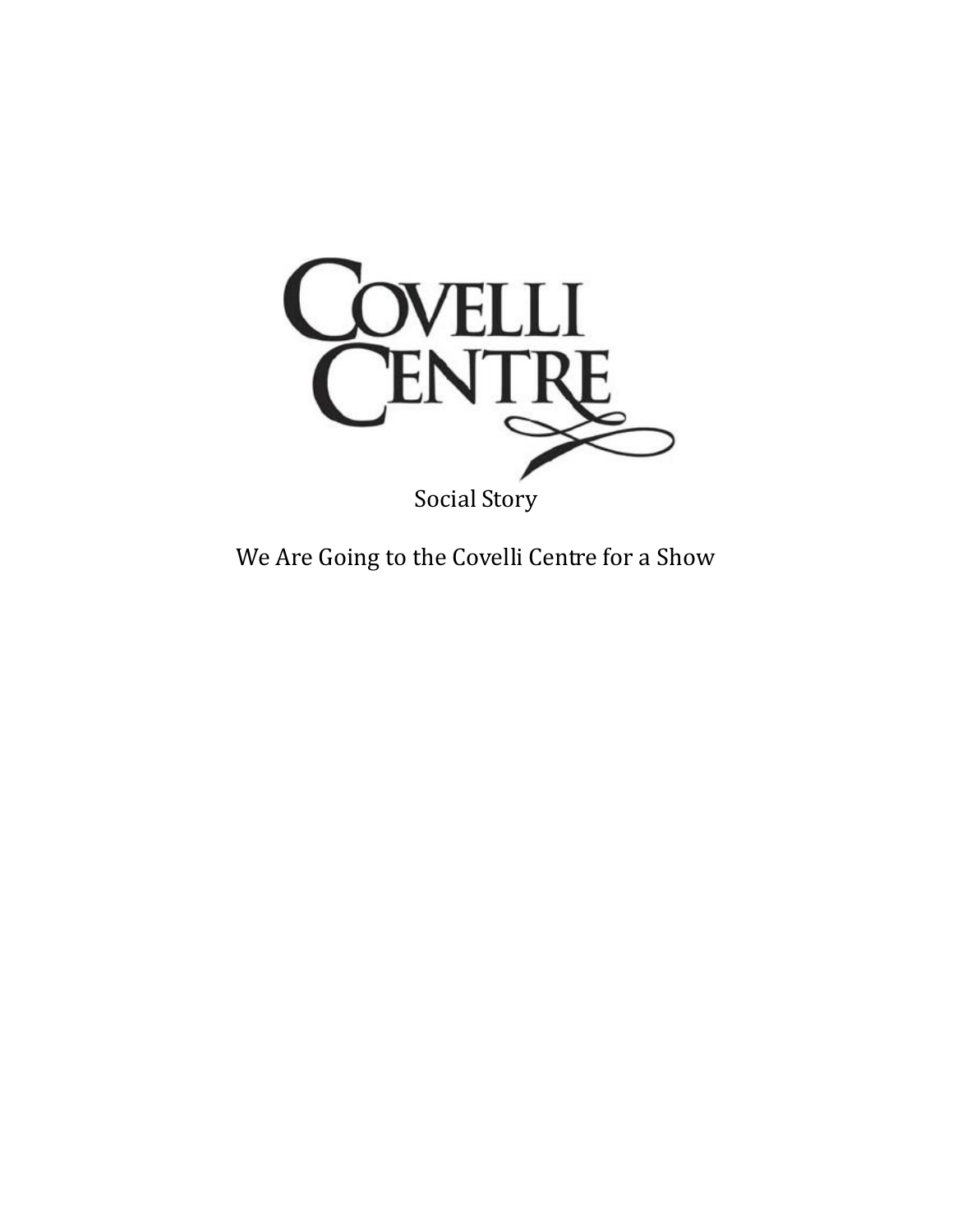# COVELLI CENTRE

Social Story

We Are Going to the Covelli Centre for a Show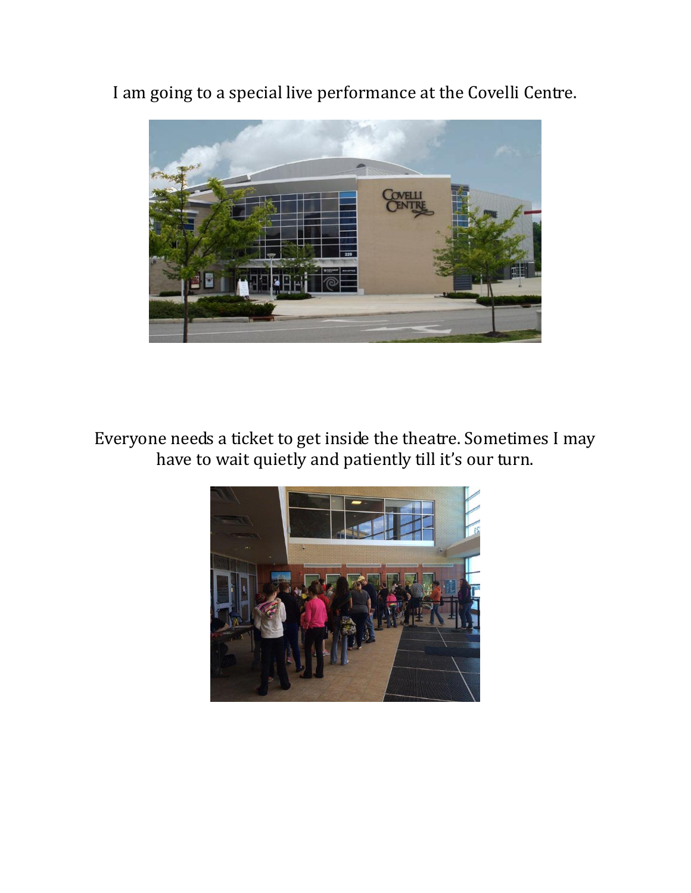I am going to a special live performance at the Covelli Centre.

Everyone needs a ticket to get inside the theatre. Sometimes I may have to wait quietly and patiently till it's our turn.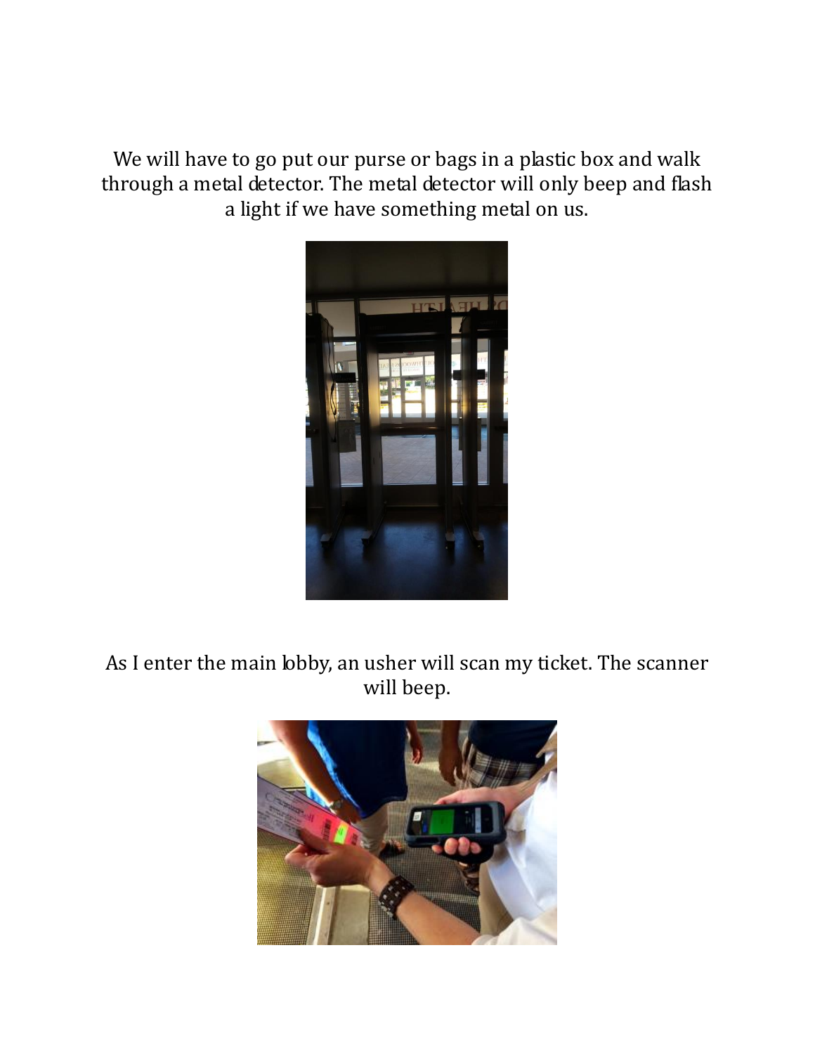We will have to go put our purse or bags in a plastic box and walk through a metal detector. The metal detector will only beep and flash a light if we have something metal on us.

As I enter the main lobby, an usher will scan my ticket. The scanner will beep.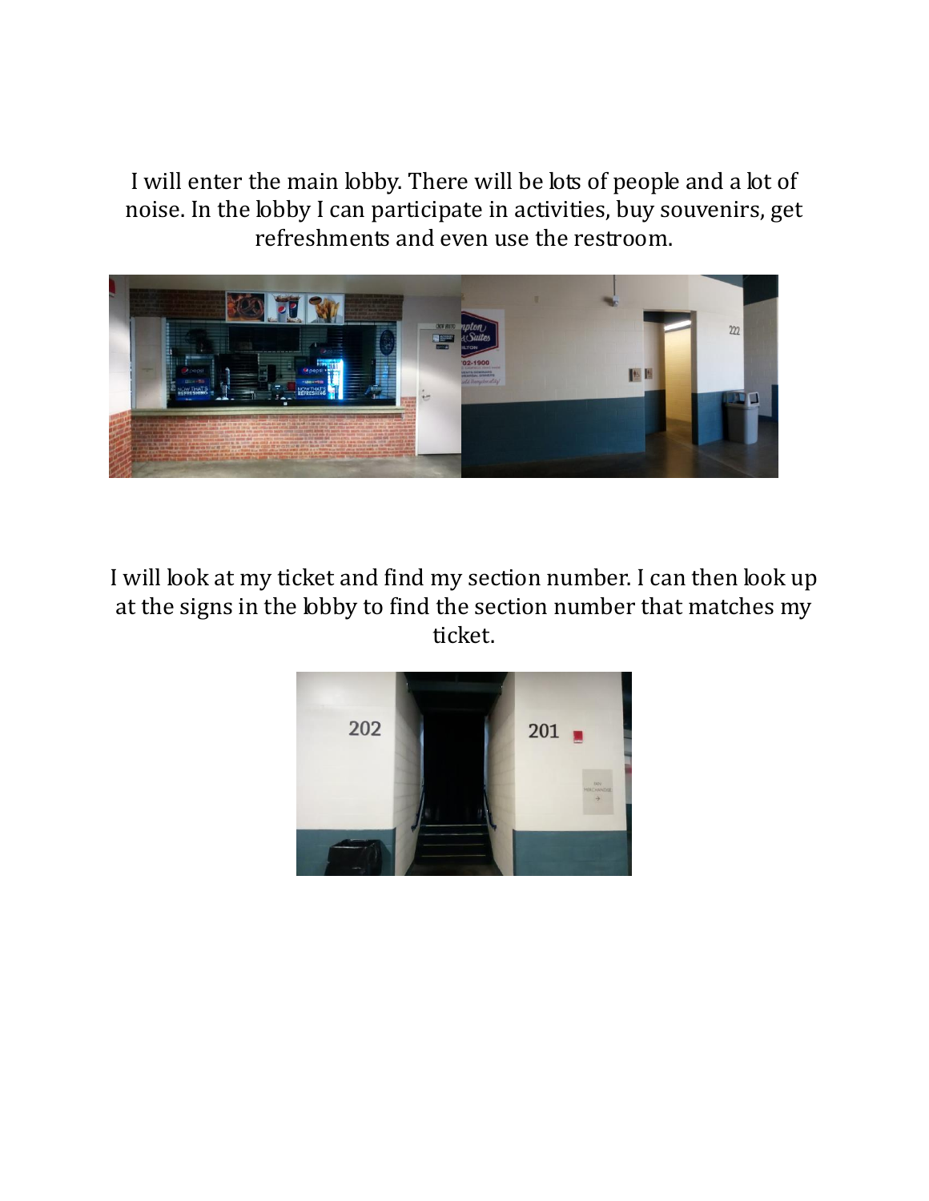I will enter the main lobby. There will be lots of people and a lot of noise. In the lobby I can participate in activities, buy souvenirs, get refreshments and even use the restroom.

I will look at my ticket and find my section number. I can then look up at the signs in the lobby to find the section number that matches my ticket.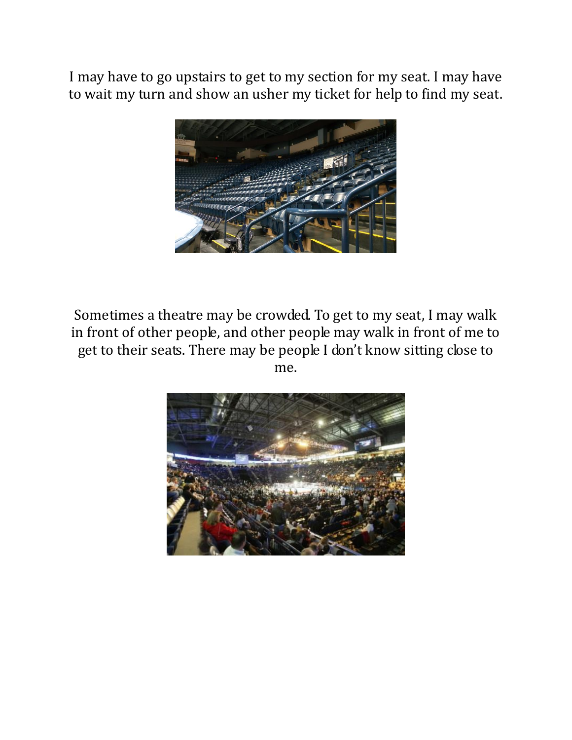I may have to go upstairs to get to my section for my seat. I may have to wait my turn and show an usher my ticket for help to find my seat.

Sometimes a theatre may be crowded. To get to my seat, I may walk in front of other people, and other people may walk in front of me to get to their seats. There may be people I don't know sitting close to me.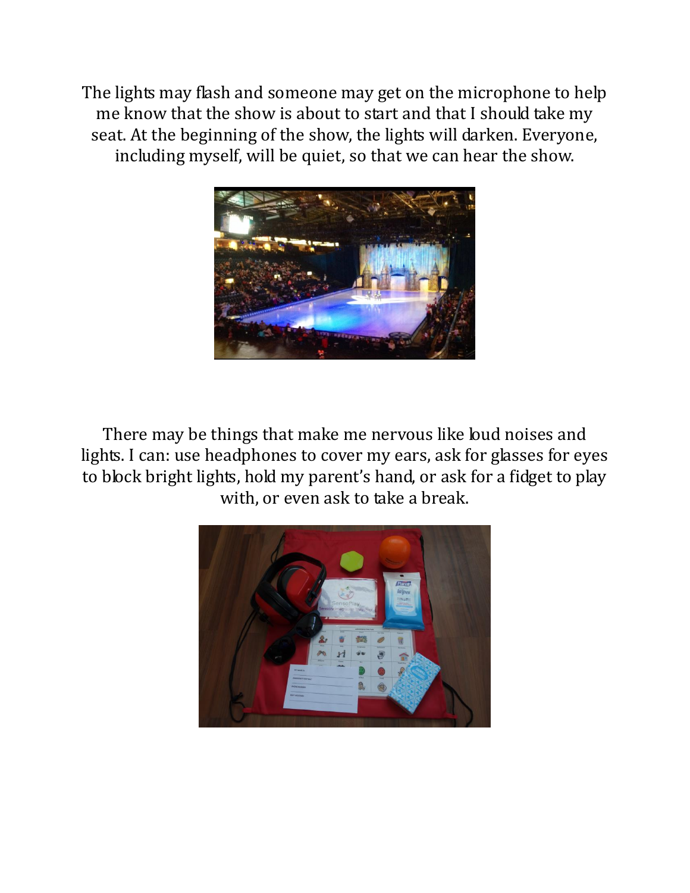The lights may flash and someone may get on the microphone to help me know that the show is about to start and that I should take my seat. At the beginning of the show, the lights will darken. Everyone, including myself, will be quiet, so that we can hear the show.

There may be things that make me nervous like loud noises and lights. I can: use headphones to cover my ears, ask for glasses for eyes to block bright lights, hold my parent's hand, or ask for a fidget to play with, or even ask to take a break.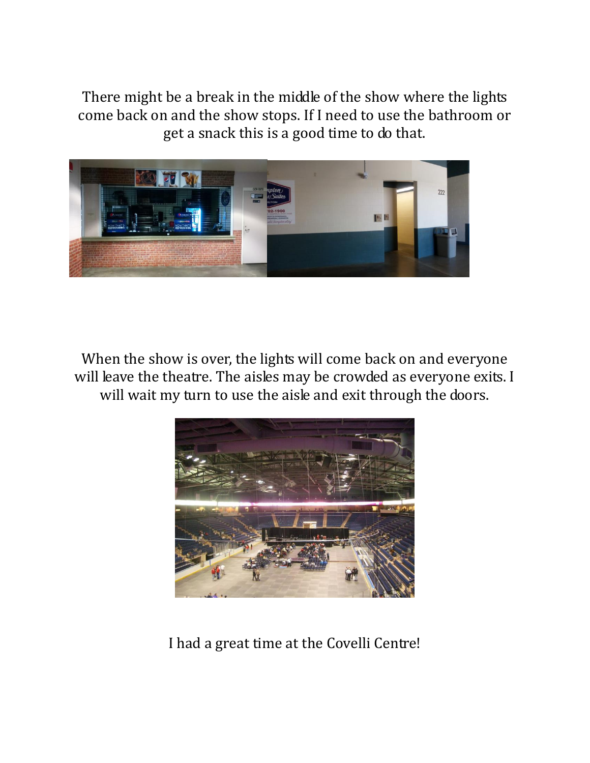There might be a break in the middle of the show where the lights come back on and the show stops. If I need to use the bathroom or get a snack this is a good time to do that.

When the show is over, the lights will come back on and everyone will leave the theatre. The aisles may be crowded as everyone exits. I will wait my turn to use the aisle and exit through the doors.

I had a great time at the Covelli Centre!